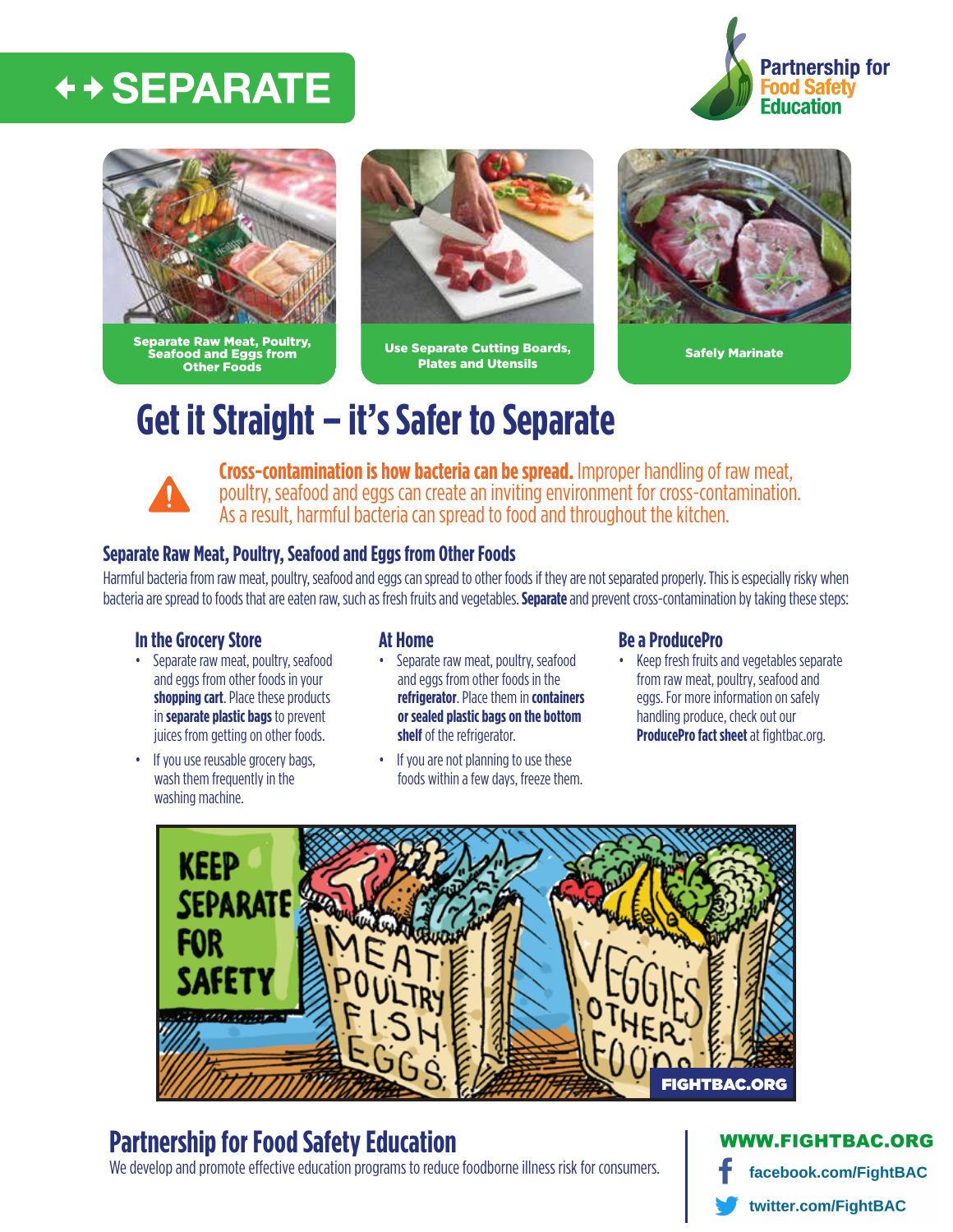# SEPARATE

Partnership for Food Safety Education

**Separate Raw Meat, Poultry, Seafood and Eggs from Other Foods**

**Use Separate Cutting Boards, Plates and Utensils**

**Safely Marinate**

# Get it Straight – it's Safer to Separate

**Cross-contamination is how bacteria can be spread.** Improper handling of raw meat, poultry, seafood and eggs can create an inviting environment for cross-contamination. As a result, harmful bacteria can spread to food and throughout the kitchen.

## Separate Raw Meat, Poultry, Seafood and Eggs from Other Foods

Harmful bacteria from raw meat, poultry, seafood and eggs can spread to other foods if they are not separated properly. This is especially risky when bacteria are spread to foods that are eaten raw, such as fresh fruits and vegetables. **Separate** and prevent cross-contamination by taking these steps:

### In the Grocery Store

- Separate raw meat, poultry, seafood and eggs from other foods in your **shopping cart**. Place these products in **separate plastic bags** to prevent juices from getting on other foods.
- If you use reusable grocery bags, wash them frequently in the washing machine.

### At Home

- Separate raw meat, poultry, seafood and eggs from other foods in the **refrigerator**. Place them in **containers or sealed plastic bags on the bottom shelf** of the refrigerator.
- If you are not planning to use these foods within a few days, freeze them.

### Be a ProducePro

- Keep fresh fruits and vegetables separate from raw meat, poultry, seafood and eggs. For more information on safely handling produce, check out our **ProducePro fact sheet** at fightbac.org.

KEEP SEPARATE FOR SAFETY

MEAT POULTRY FISH EGGS

VEGGIES OTHER FOODS

FIGHTBAC.ORG

## Partnership for Food Safety Education

We develop and promote effective education programs to reduce foodborne illness risk for consumers.

**WWW.FIGHTBAC.ORG**

facebook.com/FightBAC

twitter.com/FightBAC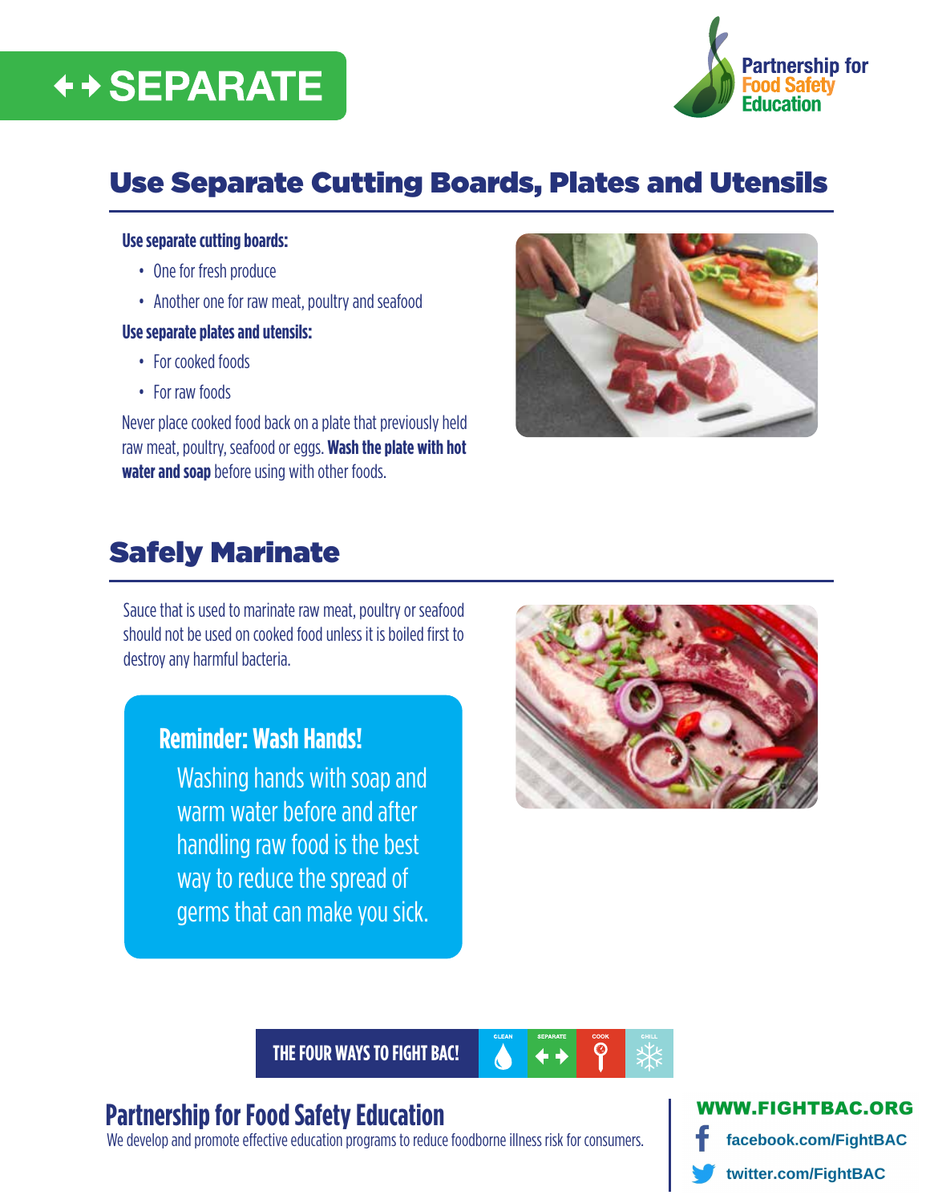# SEPARATE

Partnership for Food Safety Education

## Use Separate Cutting Boards, Plates and Utensils

**Use separate cutting boards:**

- One for fresh produce
- Another one for raw meat, poultry and seafood

**Use separate plates and utensils:**

- For cooked foods
- For raw foods

Never place cooked food back on a plate that previously held raw meat, poultry, seafood or eggs. **Wash the plate with hot water and soap** before using with other foods.

## Safely Marinate

Sauce that is used to marinate raw meat, poultry or seafood should not be used on cooked food unless it is boiled first to destroy any harmful bacteria.

**Reminder: Wash Hands!**

Washing hands with soap and warm water before and after handling raw food is the best way to reduce the spread of germs that can make you sick.

THE FOUR WAYS TO FIGHT BAC! CLEAN SEPARATE COOK CHILL

**Partnership for Food Safety Education**

We develop and promote effective education programs to reduce foodborne illness risk for consumers.

WWW.FIGHTBAC.ORG

facebook.com/FightBAC

twitter.com/FightBAC